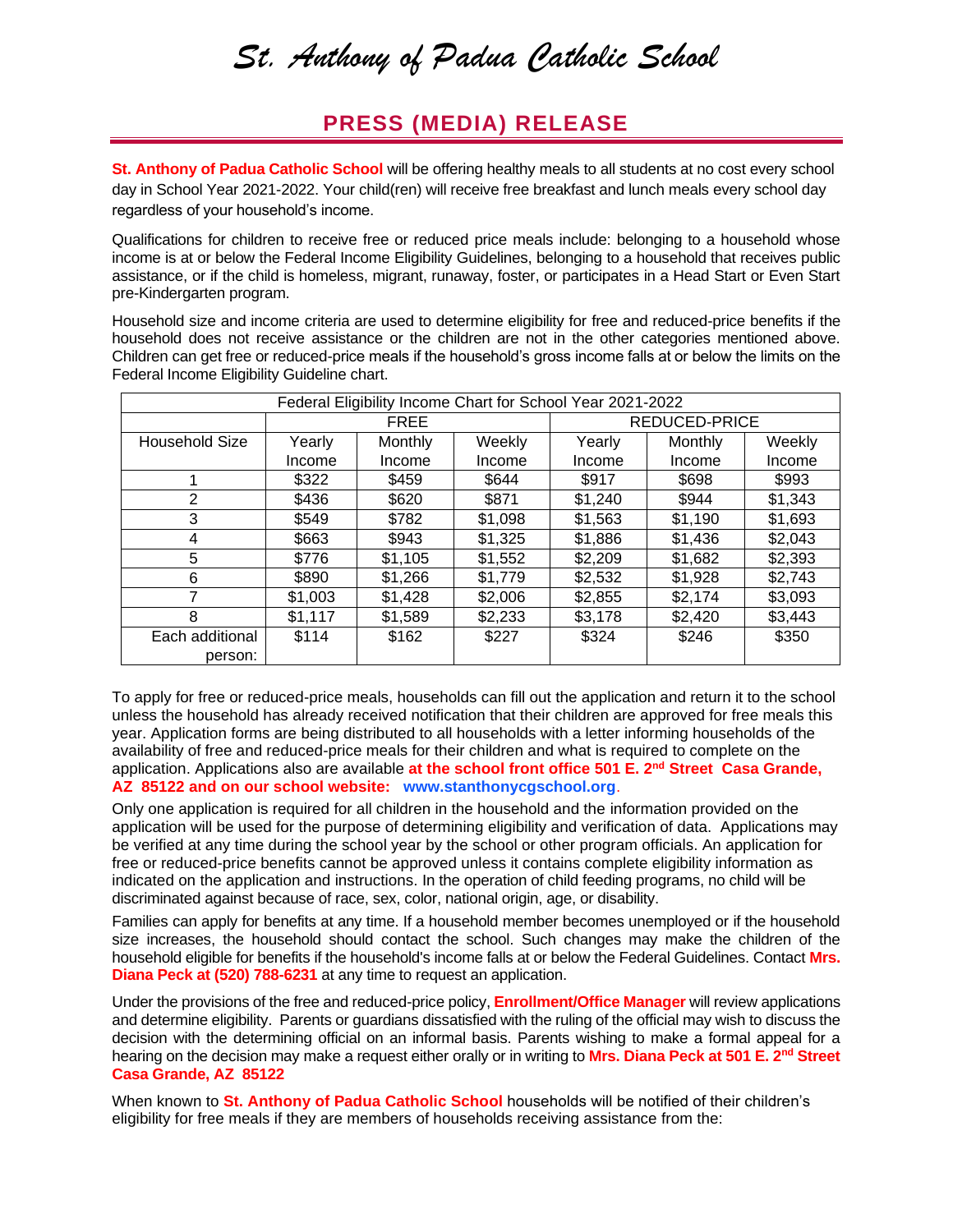#### *St. Anthony of Padua Catholic School*

## PRESS (MEDIA) RELEASE

**St. Anthony of Padua Catholic School** will be offering healthy meals to all students at no cost every school day in School Year 2021-2022. Your child(ren) will receive free breakfast and lunch meals every school day regardless of your household's income.

Qualifications for children to receive free or reduced price meals include: belonging to a household whose income is at or below the Federal Income Eligibility Guidelines, belonging to a household that receives public assistance, or if the child is homeless, migrant, runaway, foster, or participates in a Head Start or Even Start pre-Kindergarten program.

Household size and income criteria are used to determine eligibility for free and reduced-price benefits if the household does not receive assistance or the children are not in the other categories mentioned above. Children can get free or reduced-price meals if the household's gross income falls at or below the limits on the Federal Income Eligibility Guideline chart.

| Federal Eligibility Income Chart for School Year 2021-2022 | | | | | | |
|---|---|---|---|---|---|---|
| | FREE | | | REDUCED-PRICE | | |
| Household Size | Yearly Income | Monthly Income | Weekly Income | Yearly Income | Monthly Income | Weekly Income |
| 1 | $322 | $459 | $644 | $917 | $698 | $993 |
| 2 | $436 | $620 | $871 | $1,240 | $944 | $1,343 |
| 3 | $549 | $782 | $1,098 | $1,563 | $1,190 | $1,693 |
| 4 | $663 | $943 | $1,325 | $1,886 | $1,436 | $2,043 |
| 5 | $776 | $1,105 | $1,552 | $2,209 | $1,682 | $2,393 |
| 6 | $890 | $1,266 | $1,779 | $2,532 | $1,928 | $2,743 |
| 7 | $1,003 | $1,428 | $2,006 | $2,855 | $2,174 | $3,093 |
| 8 | $1,117 | $1,589 | $2,233 | $3,178 | $2,420 | $3,443 |
| Each additional person: | $114 | $162 | $227 | $324 | $246 | $350 |

To apply for free or reduced-price meals, households can fill out the application and return it to the school unless the household has already received notification that their children are approved for free meals this year. Application forms are being distributed to all households with a letter informing households of the availability of free and reduced-price meals for their children and what is required to complete on the application. Applications also are available **at the school front office 501 E. 2nd Street Casa Grande, AZ 85122 and on our school website: www.stanthonycgschool.org**.

Only one application is required for all children in the household and the information provided on the application will be used for the purpose of determining eligibility and verification of data. Applications may be verified at any time during the school year by the school or other program officials. An application for free or reduced-price benefits cannot be approved unless it contains complete eligibility information as indicated on the application and instructions. In the operation of child feeding programs, no child will be discriminated against because of race, sex, color, national origin, age, or disability.

Families can apply for benefits at any time. If a household member becomes unemployed or if the household size increases, the household should contact the school. Such changes may make the children of the household eligible for benefits if the household's income falls at or below the Federal Guidelines. Contact **Mrs. Diana Peck at (520) 788-6231** at any time to request an application.

Under the provisions of the free and reduced-price policy, **Enrollment/Office Manager** will review applications and determine eligibility. Parents or guardians dissatisfied with the ruling of the official may wish to discuss the decision with the determining official on an informal basis. Parents wishing to make a formal appeal for a hearing on the decision may make a request either orally or in writing to **Mrs. Diana Peck at 501 E. 2nd Street Casa Grande, AZ 85122**

When known to **St. Anthony of Padua Catholic School** households will be notified of their children's eligibility for free meals if they are members of households receiving assistance from the: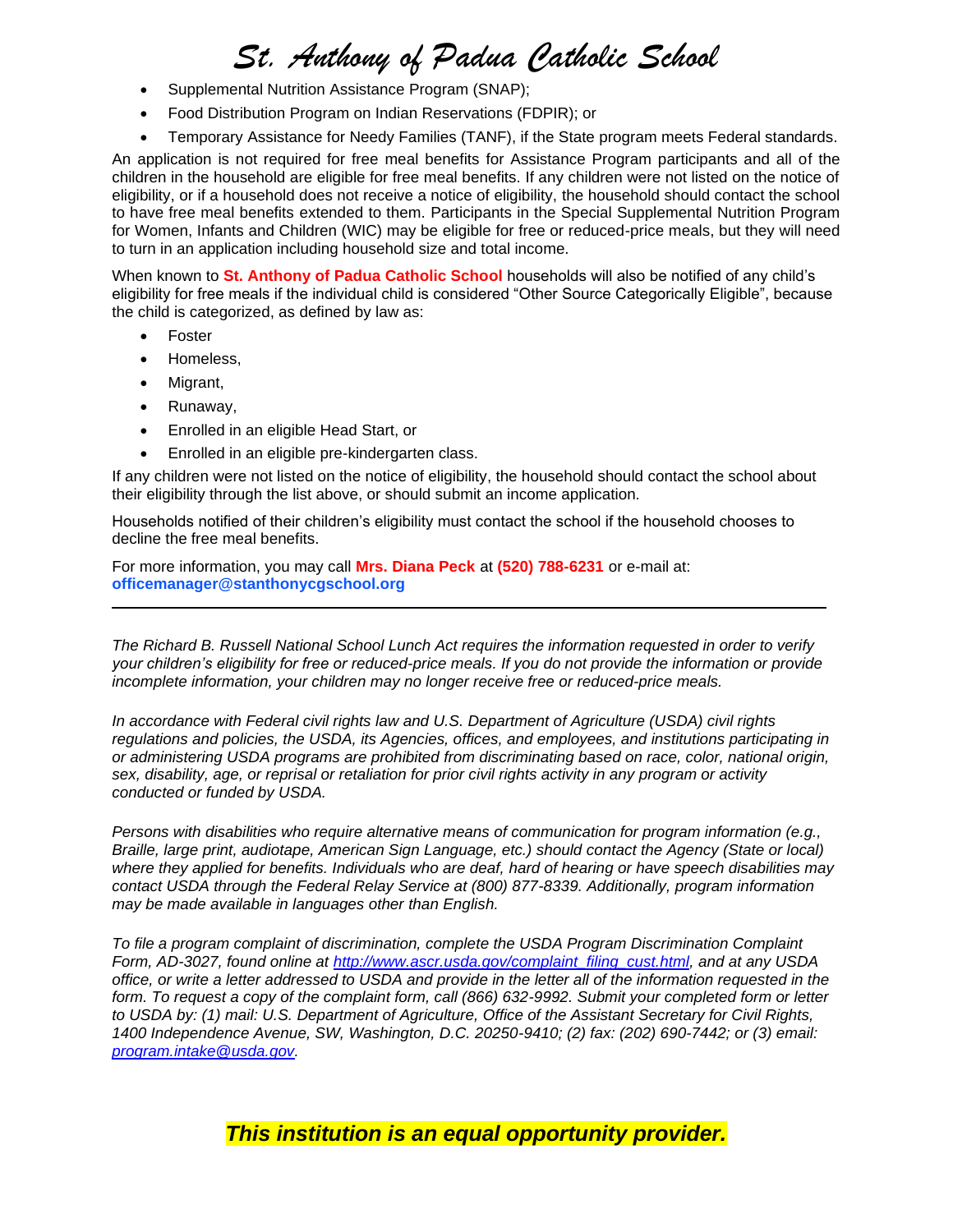- Supplemental Nutrition Assistance Program (SNAP);
- Food Distribution Program on Indian Reservations (FDPIR); or
- Temporary Assistance for Needy Families (TANF), if the State program meets Federal standards.

An application is not required for free meal benefits for Assistance Program participants and all of the children in the household are eligible for free meal benefits. If any children were not listed on the notice of eligibility, or if a household does not receive a notice of eligibility, the household should contact the school to have free meal benefits extended to them. Participants in the Special Supplemental Nutrition Program for Women, Infants and Children (WIC) may be eligible for free or reduced-price meals, but they will need to turn in an application including household size and total income.

When known to **St. Anthony of Padua Catholic School** households will also be notified of any child's eligibility for free meals if the individual child is considered "Other Source Categorically Eligible", because the child is categorized, as defined by law as:

- Foster
- Homeless,
- Migrant,
- Runaway,
- Enrolled in an eligible Head Start, or
- Enrolled in an eligible pre-kindergarten class.

If any children were not listed on the notice of eligibility, the household should contact the school about their eligibility through the list above, or should submit an income application.

Households notified of their children's eligibility must contact the school if the household chooses to decline the free meal benefits.

For more information, you may call **Mrs. Diana Peck** at **(520) 788-6231** or e-mail at: **officemanager@stanthonycgschool.org**

---

*The Richard B. Russell National School Lunch Act requires the information requested in order to verify your children's eligibility for free or reduced-price meals. If you do not provide the information or provide incomplete information, your children may no longer receive free or reduced-price meals.*

*In accordance with Federal civil rights law and U.S. Department of Agriculture (USDA) civil rights regulations and policies, the USDA, its Agencies, offices, and employees, and institutions participating in or administering USDA programs are prohibited from discriminating based on race, color, national origin, sex, disability, age, or reprisal or retaliation for prior civil rights activity in any program or activity conducted or funded by USDA.*

*Persons with disabilities who require alternative means of communication for program information (e.g., Braille, large print, audiotape, American Sign Language, etc.) should contact the Agency (State or local) where they applied for benefits. Individuals who are deaf, hard of hearing or have speech disabilities may contact USDA through the Federal Relay Service at (800) 877-8339. Additionally, program information may be made available in languages other than English.*

*To file a program complaint of discrimination, complete the USDA Program Discrimination Complaint Form, AD-3027, found online at http://www.ascr.usda.gov/complaint_filing_cust.html, and at any USDA office, or write a letter addressed to USDA and provide in the letter all of the information requested in the form. To request a copy of the complaint form, call (866) 632-9992. Submit your completed form or letter to USDA by: (1) mail: U.S. Department of Agriculture, Office of the Assistant Secretary for Civil Rights, 1400 Independence Avenue, SW, Washington, D.C. 20250-9410; (2) fax: (202) 690-7442; or (3) email: program.intake@usda.gov.*

***This institution is an equal opportunity provider.***